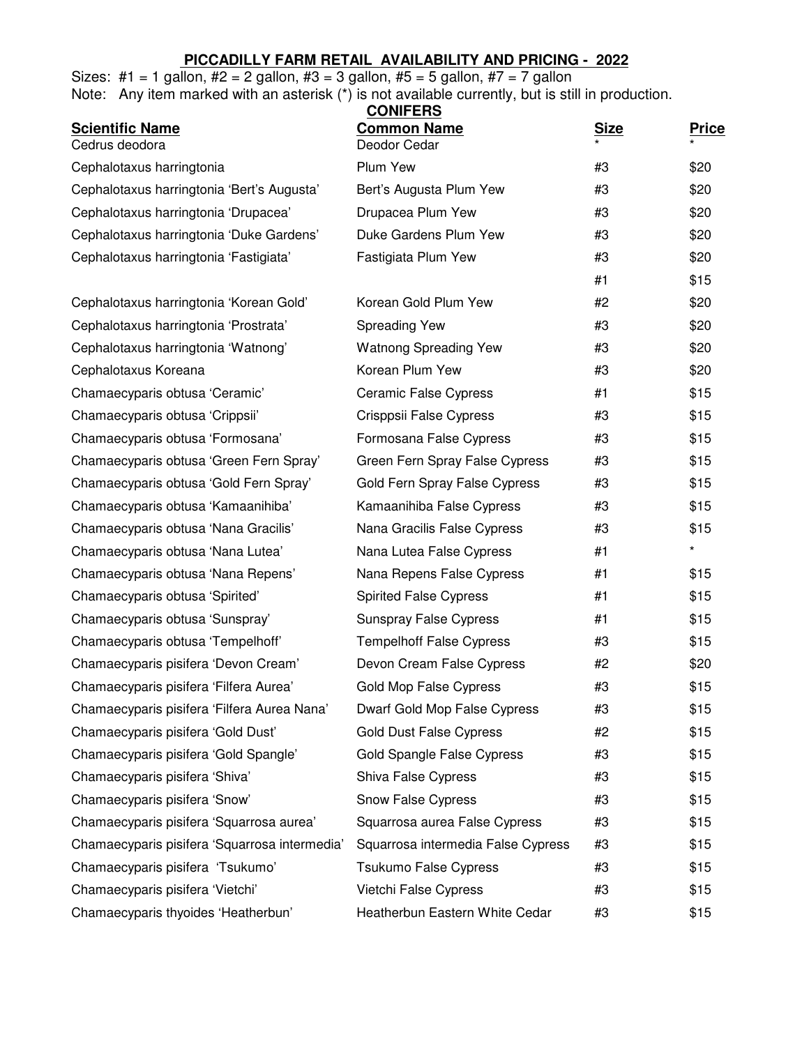## PICCADILLY FARM RETAIL AVAILABILITY AND PRICING - 2022

Sizes: #1 = 1 gallon, #2 = 2 gallon, #3 = 3 gallon, #5 = 5 gallon, #7 = 7 gallon

Note: Any item marked with an asterisk (*) is not available currently, but is still in production.

### CONIFERS

| Scientific Name | Common Name | Size | Price |
|---|---|---|---|
| Cedrus deodora | Deodor Cedar | * | * |
| Cephalotaxus harringtonia | Plum Yew | #3 | $20 |
| Cephalotaxus harringtonia 'Bert's Augusta' | Bert's Augusta Plum Yew | #3 | $20 |
| Cephalotaxus harringtonia 'Drupacea' | Drupacea Plum Yew | #3 | $20 |
| Cephalotaxus harringtonia 'Duke Gardens' | Duke Gardens Plum Yew | #3 | $20 |
| Cephalotaxus harringtonia 'Fastigiata' | Fastigiata Plum Yew | #3 | $20 |
| | | #1 | $15 |
| Cephalotaxus harringtonia 'Korean Gold' | Korean Gold Plum Yew | #2 | $20 |
| Cephalotaxus harringtonia 'Prostrata' | Spreading Yew | #3 | $20 |
| Cephalotaxus harringtonia 'Watnong' | Watnong Spreading Yew | #3 | $20 |
| Cephalotaxus Koreana | Korean Plum Yew | #3 | $20 |
| Chamaecyparis obtusa 'Ceramic' | Ceramic False Cypress | #1 | $15 |
| Chamaecyparis obtusa 'Crippsii' | Crisppsii False Cypress | #3 | $15 |
| Chamaecyparis obtusa 'Formosana' | Formosana False Cypress | #3 | $15 |
| Chamaecyparis obtusa 'Green Fern Spray' | Green Fern Spray False Cypress | #3 | $15 |
| Chamaecyparis obtusa 'Gold Fern Spray' | Gold Fern Spray False Cypress | #3 | $15 |
| Chamaecyparis obtusa 'Kamaanihiba' | Kamaanihiba False Cypress | #3 | $15 |
| Chamaecyparis obtusa 'Nana Gracilis' | Nana Gracilis False Cypress | #3 | $15 |
| Chamaecyparis obtusa 'Nana Lutea' | Nana Lutea False Cypress | #1 | * |
| Chamaecyparis obtusa 'Nana Repens' | Nana Repens False Cypress | #1 | $15 |
| Chamaecyparis obtusa 'Spirited' | Spirited False Cypress | #1 | $15 |
| Chamaecyparis obtusa 'Sunspray' | Sunspray False Cypress | #1 | $15 |
| Chamaecyparis obtusa 'Tempelhoff' | Tempelhoff False Cypress | #3 | $15 |
| Chamaecyparis pisifera 'Devon Cream' | Devon Cream False Cypress | #2 | $20 |
| Chamaecyparis pisifera 'Filfera Aurea' | Gold Mop False Cypress | #3 | $15 |
| Chamaecyparis pisifera 'Filfera Aurea Nana' | Dwarf Gold Mop False Cypress | #3 | $15 |
| Chamaecyparis pisifera 'Gold Dust' | Gold Dust False Cypress | #2 | $15 |
| Chamaecyparis pisifera 'Gold Spangle' | Gold Spangle False Cypress | #3 | $15 |
| Chamaecyparis pisifera 'Shiva' | Shiva False Cypress | #3 | $15 |
| Chamaecyparis pisifera 'Snow' | Snow False Cypress | #3 | $15 |
| Chamaecyparis pisifera 'Squarrosa aurea' | Squarrosa aurea False Cypress | #3 | $15 |
| Chamaecyparis pisifera 'Squarrosa intermedia' | Squarrosa intermedia False Cypress | #3 | $15 |
| Chamaecyparis pisifera 'Tsukumo' | Tsukumo False Cypress | #3 | $15 |
| Chamaecyparis pisifera 'Vietchi' | Vietchi False Cypress | #3 | $15 |
| Chamaecyparis thyoides 'Heatherbun' | Heatherbun Eastern White Cedar | #3 | $15 |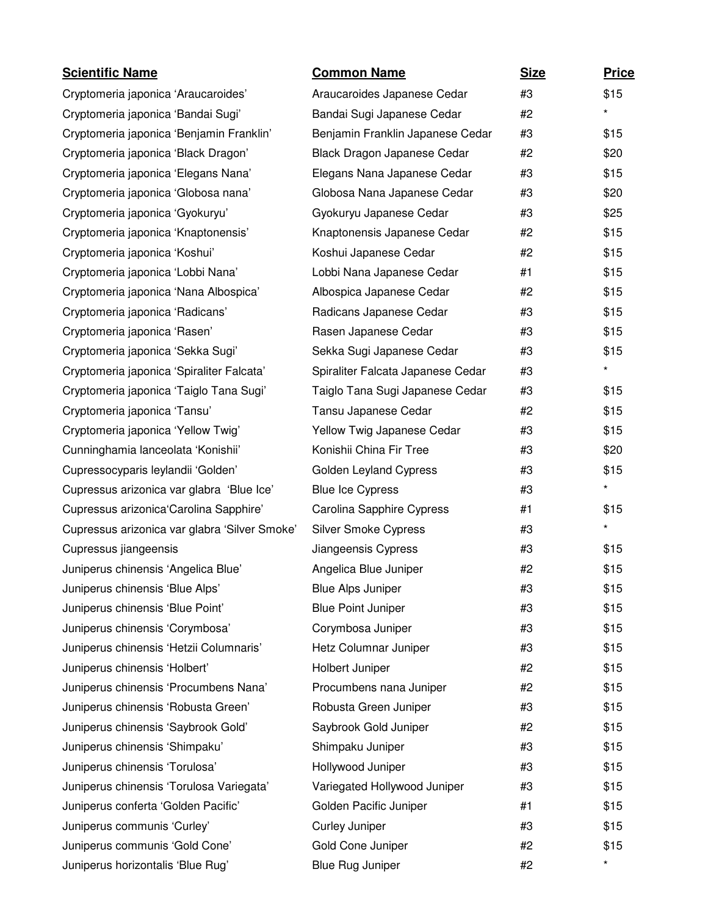| Scientific Name | Common Name | Size | Price |
|---|---|---|---|
| Cryptomeria japonica ‘Araucaroides’ | Araucaroides Japanese Cedar | #3 | $15 |
| Cryptomeria japonica ‘Bandai Sugi’ | Bandai Sugi Japanese Cedar | #2 | * |
| Cryptomeria japonica ‘Benjamin Franklin’ | Benjamin Franklin Japanese Cedar | #3 | $15 |
| Cryptomeria japonica ‘Black Dragon’ | Black Dragon Japanese Cedar | #2 | $20 |
| Cryptomeria japonica ‘Elegans Nana’ | Elegans Nana Japanese Cedar | #3 | $15 |
| Cryptomeria japonica ‘Globosa nana’ | Globosa Nana Japanese Cedar | #3 | $20 |
| Cryptomeria japonica ‘Gyokuryu’ | Gyokuryu Japanese Cedar | #3 | $25 |
| Cryptomeria japonica ‘Knaptonensis’ | Knaptonensis Japanese Cedar | #2 | $15 |
| Cryptomeria japonica ‘Koshui’ | Koshui Japanese Cedar | #2 | $15 |
| Cryptomeria japonica ‘Lobbi Nana’ | Lobbi Nana Japanese Cedar | #1 | $15 |
| Cryptomeria japonica ‘Nana Albospica’ | Albospica Japanese Cedar | #2 | $15 |
| Cryptomeria japonica ‘Radicans’ | Radicans Japanese Cedar | #3 | $15 |
| Cryptomeria japonica ‘Rasen’ | Rasen Japanese Cedar | #3 | $15 |
| Cryptomeria japonica ‘Sekka Sugi’ | Sekka Sugi Japanese Cedar | #3 | $15 |
| Cryptomeria japonica ‘Spiraliter Falcata’ | Spiraliter Falcata Japanese Cedar | #3 | * |
| Cryptomeria japonica ‘Taiglo Tana Sugi’ | Taiglo Tana Sugi Japanese Cedar | #3 | $15 |
| Cryptomeria japonica ‘Tansu’ | Tansu Japanese Cedar | #2 | $15 |
| Cryptomeria japonica ‘Yellow Twig’ | Yellow Twig Japanese Cedar | #3 | $15 |
| Cunninghamia lanceolata ‘Konishii’ | Konishii China Fir Tree | #3 | $20 |
| Cupressocyparis leylandii ‘Golden’ | Golden Leyland Cypress | #3 | $15 |
| Cupressus arizonica var glabra ‘Blue Ice’ | Blue Ice Cypress | #3 | * |
| Cupressus arizonica‘Carolina Sapphire’ | Carolina Sapphire Cypress | #1 | $15 |
| Cupressus arizonica var glabra ‘Silver Smoke’ | Silver Smoke Cypress | #3 | * |
| Cupressus jiangeensis | Jiangeensis Cypress | #3 | $15 |
| Juniperus chinensis ‘Angelica Blue’ | Angelica Blue Juniper | #2 | $15 |
| Juniperus chinensis ‘Blue Alps’ | Blue Alps Juniper | #3 | $15 |
| Juniperus chinensis ‘Blue Point’ | Blue Point Juniper | #3 | $15 |
| Juniperus chinensis ‘Corymbosa’ | Corymbosa Juniper | #3 | $15 |
| Juniperus chinensis ‘Hetzii Columnaris’ | Hetz Columnar Juniper | #3 | $15 |
| Juniperus chinensis ‘Holbert’ | Holbert Juniper | #2 | $15 |
| Juniperus chinensis ‘Procumbens Nana’ | Procumbens nana Juniper | #2 | $15 |
| Juniperus chinensis ‘Robusta Green’ | Robusta Green Juniper | #3 | $15 |
| Juniperus chinensis ‘Saybrook Gold’ | Saybrook Gold Juniper | #2 | $15 |
| Juniperus chinensis ‘Shimpaku’ | Shimpaku Juniper | #3 | $15 |
| Juniperus chinensis ‘Torulosa’ | Hollywood Juniper | #3 | $15 |
| Juniperus chinensis ‘Torulosa Variegata’ | Variegated Hollywood Juniper | #3 | $15 |
| Juniperus conferta ‘Golden Pacific’ | Golden Pacific Juniper | #1 | $15 |
| Juniperus communis ‘Curley’ | Curley Juniper | #3 | $15 |
| Juniperus communis ‘Gold Cone’ | Gold Cone Juniper | #2 | $15 |
| Juniperus horizontalis ‘Blue Rug’ | Blue Rug Juniper | #2 | * |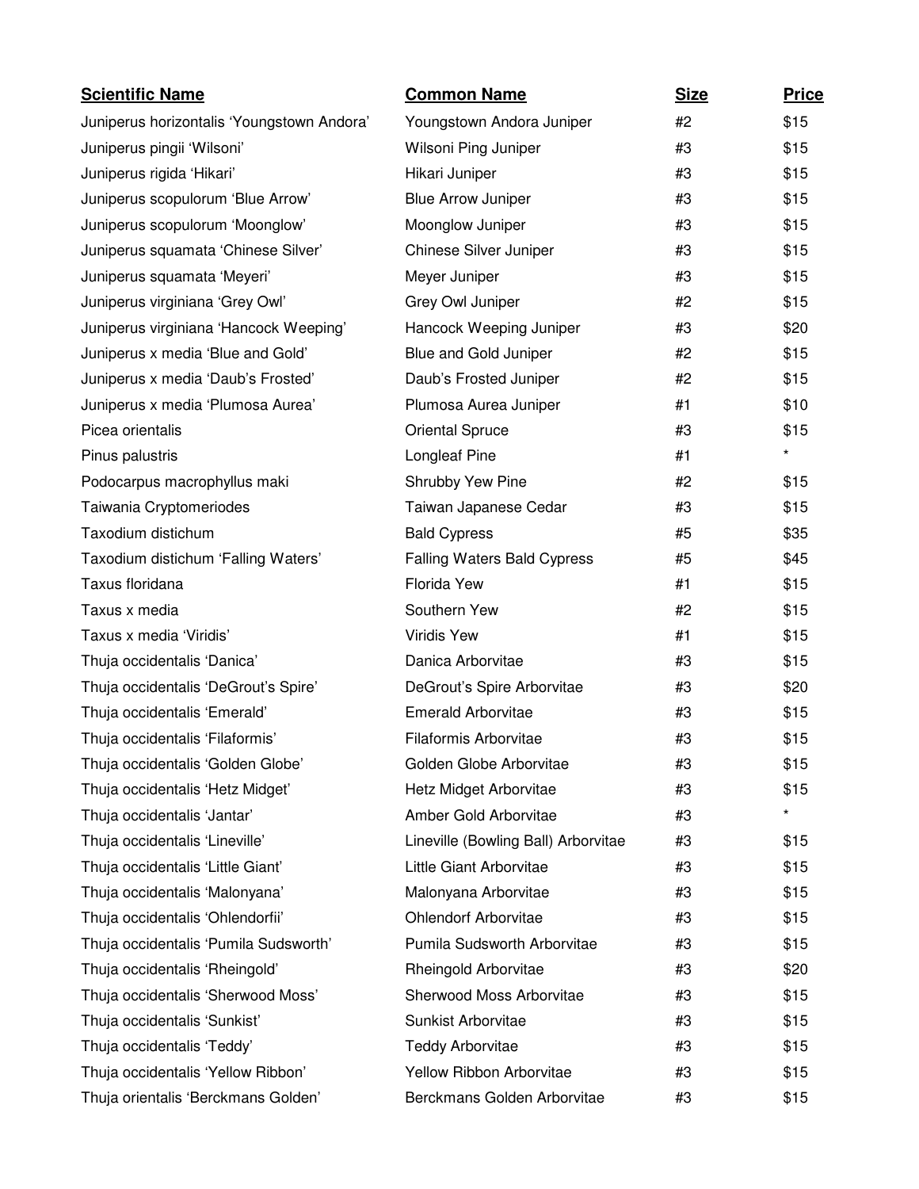| Scientific Name | Common Name | Size | Price |
| --- | --- | --- | --- |
| Juniperus horizontalis 'Youngstown Andora' | Youngstown Andora Juniper | #2 | $15 |
| Juniperus pingii 'Wilsoni' | Wilsoni Ping Juniper | #3 | $15 |
| Juniperus rigida 'Hikari' | Hikari Juniper | #3 | $15 |
| Juniperus scopulorum 'Blue Arrow' | Blue Arrow Juniper | #3 | $15 |
| Juniperus scopulorum 'Moonglow' | Moonglow Juniper | #3 | $15 |
| Juniperus squamata 'Chinese Silver' | Chinese Silver Juniper | #3 | $15 |
| Juniperus squamata 'Meyeri' | Meyer Juniper | #3 | $15 |
| Juniperus virginiana 'Grey Owl' | Grey Owl Juniper | #2 | $15 |
| Juniperus virginiana 'Hancock Weeping' | Hancock Weeping Juniper | #3 | $20 |
| Juniperus x media 'Blue and Gold' | Blue and Gold Juniper | #2 | $15 |
| Juniperus x media 'Daub's Frosted' | Daub's Frosted Juniper | #2 | $15 |
| Juniperus x media 'Plumosa Aurea' | Plumosa Aurea Juniper | #1 | $10 |
| Picea orientalis | Oriental Spruce | #3 | $15 |
| Pinus palustris | Longleaf Pine | #1 | * |
| Podocarpus macrophyllus maki | Shrubby Yew Pine | #2 | $15 |
| Taiwania Cryptomeriodes | Taiwan Japanese Cedar | #3 | $15 |
| Taxodium distichum | Bald Cypress | #5 | $35 |
| Taxodium distichum 'Falling Waters' | Falling Waters Bald Cypress | #5 | $45 |
| Taxus floridana | Florida Yew | #1 | $15 |
| Taxus x media | Southern Yew | #2 | $15 |
| Taxus x media 'Viridis' | Viridis Yew | #1 | $15 |
| Thuja occidentalis 'Danica' | Danica Arborvitae | #3 | $15 |
| Thuja occidentalis 'DeGrout's Spire' | DeGrout's Spire Arborvitae | #3 | $20 |
| Thuja occidentalis 'Emerald' | Emerald Arborvitae | #3 | $15 |
| Thuja occidentalis 'Filaformis' | Filaformis Arborvitae | #3 | $15 |
| Thuja occidentalis 'Golden Globe' | Golden Globe Arborvitae | #3 | $15 |
| Thuja occidentalis 'Hetz Midget' | Hetz Midget Arborvitae | #3 | $15 |
| Thuja occidentalis 'Jantar' | Amber Gold Arborvitae | #3 | * |
| Thuja occidentalis 'Lineville' | Lineville (Bowling Ball) Arborvitae | #3 | $15 |
| Thuja occidentalis 'Little Giant' | Little Giant Arborvitae | #3 | $15 |
| Thuja occidentalis 'Malonyana' | Malonyana Arborvitae | #3 | $15 |
| Thuja occidentalis 'Ohlendorfii' | Ohlendorf Arborvitae | #3 | $15 |
| Thuja occidentalis 'Pumila Sudsworth' | Pumila Sudsworth Arborvitae | #3 | $15 |
| Thuja occidentalis 'Rheingold' | Rheingold Arborvitae | #3 | $20 |
| Thuja occidentalis 'Sherwood Moss' | Sherwood Moss Arborvitae | #3 | $15 |
| Thuja occidentalis 'Sunkist' | Sunkist Arborvitae | #3 | $15 |
| Thuja occidentalis 'Teddy' | Teddy Arborvitae | #3 | $15 |
| Thuja occidentalis 'Yellow Ribbon' | Yellow Ribbon Arborvitae | #3 | $15 |
| Thuja orientalis 'Berckmans Golden' | Berckmans Golden Arborvitae | #3 | $15 |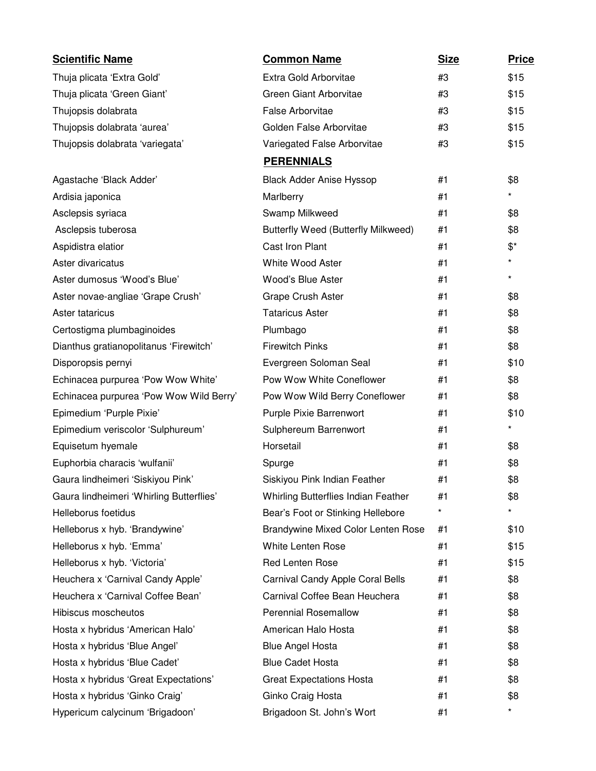| Scientific Name | Common Name | Size | Price |
|---|---|---|---|
| Thuja plicata 'Extra Gold' | Extra Gold Arborvitae | #3 | $15 |
| Thuja plicata 'Green Giant' | Green Giant Arborvitae | #3 | $15 |
| Thujopsis dolabrata | False Arborvitae | #3 | $15 |
| Thujopsis dolabrata 'aurea' | Golden False Arborvitae | #3 | $15 |
| Thujopsis dolabrata 'variegata' | Variegated False Arborvitae | #3 | $15 |
| | **PERENNIALS** | | |
| Agastache 'Black Adder' | Black Adder Anise Hyssop | #1 | $8 |
| Ardisia japonica | Marlberry | #1 | * |
| Asclepsis syriaca | Swamp Milkweed | #1 | $8 |
| Asclepsis tuberosa | Butterfly Weed (Butterfly Milkweed) | #1 | $8 |
| Aspidistra elatior | Cast Iron Plant | #1 | $* |
| Aster divaricatus | White Wood Aster | #1 | * |
| Aster dumosus 'Wood's Blue' | Wood's Blue Aster | #1 | * |
| Aster novae-angliae 'Grape Crush' | Grape Crush Aster | #1 | $8 |
| Aster tataricus | Tataricus Aster | #1 | $8 |
| Certostigma plumbaginoides | Plumbago | #1 | $8 |
| Dianthus gratianopolitanus 'Firewitch' | Firewitch Pinks | #1 | $8 |
| Disporopsis pernyi | Evergreen Soloman Seal | #1 | $10 |
| Echinacea purpurea 'Pow Wow White' | Pow Wow White Coneflower | #1 | $8 |
| Echinacea purpurea 'Pow Wow Wild Berry' | Pow Wow Wild Berry Coneflower | #1 | $8 |
| Epimedium 'Purple Pixie' | Purple Pixie Barrenwort | #1 | $10 |
| Epimedium veriscolor 'Sulphureum' | Sulphereum Barrenwort | #1 | * |
| Equisetum hyemale | Horsetail | #1 | $8 |
| Euphorbia characis 'wulfanii' | Spurge | #1 | $8 |
| Gaura lindheimeri 'Siskiyou Pink' | Siskiyou Pink Indian Feather | #1 | $8 |
| Gaura lindheimeri 'Whirling Butterflies' | Whirling Butterflies Indian Feather | #1 | $8 |
| Helleborus foetidus | Bear's Foot or Stinking Hellebore | * | * |
| Helleborus x hyb. 'Brandywine' | Brandywine Mixed Color Lenten Rose | #1 | $10 |
| Helleborus x hyb. 'Emma' | White Lenten Rose | #1 | $15 |
| Helleborus x hyb. 'Victoria' | Red Lenten Rose | #1 | $15 |
| Heuchera x 'Carnival Candy Apple' | Carnival Candy Apple Coral Bells | #1 | $8 |
| Heuchera x 'Carnival Coffee Bean' | Carnival Coffee Bean Heuchera | #1 | $8 |
| Hibiscus moscheutos | Perennial Rosemallow | #1 | $8 |
| Hosta x hybridus 'American Halo' | American Halo Hosta | #1 | $8 |
| Hosta x hybridus 'Blue Angel' | Blue Angel Hosta | #1 | $8 |
| Hosta x hybridus 'Blue Cadet' | Blue Cadet Hosta | #1 | $8 |
| Hosta x hybridus 'Great Expectations' | Great Expectations Hosta | #1 | $8 |
| Hosta x hybridus 'Ginko Craig' | Ginko Craig Hosta | #1 | $8 |
| Hypericum calycinum 'Brigadoon' | Brigadoon St. John's Wort | #1 | * |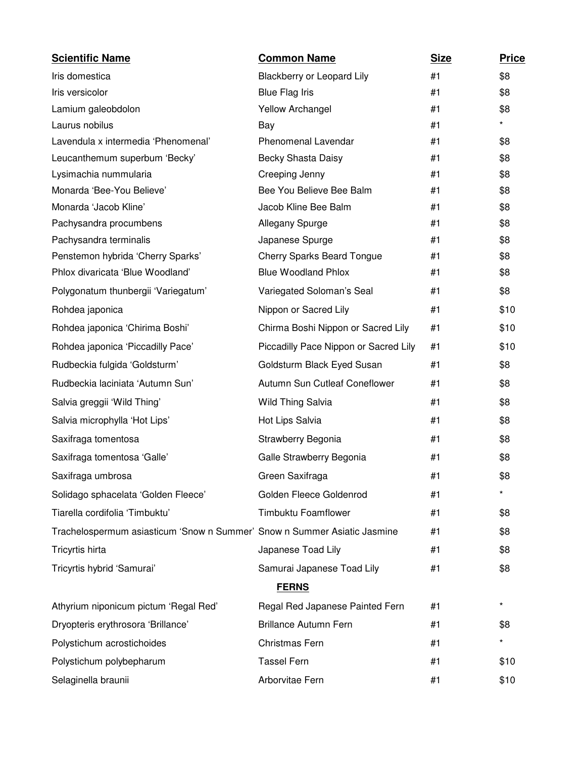| Scientific Name | Common Name | Size | Price |
|---|---|---|---|
| Iris domestica | Blackberry or Leopard Lily | #1 | $8 |
| Iris versicolor | Blue Flag Iris | #1 | $8 |
| Lamium galeobdolon | Yellow Archangel | #1 | $8 |
| Laurus nobilus | Bay | #1 | * |
| Lavendula x intermedia ‘Phenomenal’ | Phenomenal Lavendar | #1 | $8 |
| Leucanthemum superbum ‘Becky’ | Becky Shasta Daisy | #1 | $8 |
| Lysimachia nummularia | Creeping Jenny | #1 | $8 |
| Monarda ‘Bee-You Believe’ | Bee You Believe Bee Balm | #1 | $8 |
| Monarda ‘Jacob Kline’ | Jacob Kline Bee Balm | #1 | $8 |
| Pachysandra procumbens | Allegany Spurge | #1 | $8 |
| Pachysandra terminalis | Japanese Spurge | #1 | $8 |
| Penstemon hybrida ‘Cherry Sparks’ | Cherry Sparks Beard Tongue | #1 | $8 |
| Phlox divaricata ‘Blue Woodland’ | Blue Woodland Phlox | #1 | $8 |
| Polygonatum thunbergii ‘Variegatum’ | Variegated Soloman’s Seal | #1 | $8 |
| Rohdea japonica | Nippon or Sacred Lily | #1 | $10 |
| Rohdea japonica ‘Chirima Boshi’ | Chirma Boshi Nippon or Sacred Lily | #1 | $10 |
| Rohdea japonica ‘Piccadilly Pace’ | Piccadilly Pace Nippon or Sacred Lily | #1 | $10 |
| Rudbeckia fulgida ‘Goldsturm’ | Goldsturm Black Eyed Susan | #1 | $8 |
| Rudbeckia laciniata ‘Autumn Sun’ | Autumn Sun Cutleaf Coneflower | #1 | $8 |
| Salvia greggii ‘Wild Thing’ | Wild Thing Salvia | #1 | $8 |
| Salvia microphylla ‘Hot Lips’ | Hot Lips Salvia | #1 | $8 |
| Saxifraga tomentosa | Strawberry Begonia | #1 | $8 |
| Saxifraga tomentosa ‘Galle’ | Galle Strawberry Begonia | #1 | $8 |
| Saxifraga umbrosa | Green Saxifraga | #1 | $8 |
| Solidago sphacelata ‘Golden Fleece’ | Golden Fleece Goldenrod | #1 | * |
| Tiarella cordifolia ‘Timbuktu’ | Timbuktu Foamflower | #1 | $8 |
| Trachelospermum asiasticum ‘Snow n Summer’ | Snow n Summer Asiatic Jasmine | #1 | $8 |
| Tricyrtis hirta | Japanese Toad Lily | #1 | $8 |
| Tricyrtis hybrid ‘Samurai’ | Samurai Japanese Toad Lily | #1 | $8 |
| | **FERNS** | | |
| Athyrium niponicum pictum ‘Regal Red’ | Regal Red Japanese Painted Fern | #1 | * |
| Dryopteris erythrosora ‘Brillance’ | Brillance Autumn Fern | #1 | $8 |
| Polystichum acrostichoides | Christmas Fern | #1 | * |
| Polystichum polybepharum | Tassel Fern | #1 | $10 |
| Selaginella braunii | Arborvitae Fern | #1 | $10 |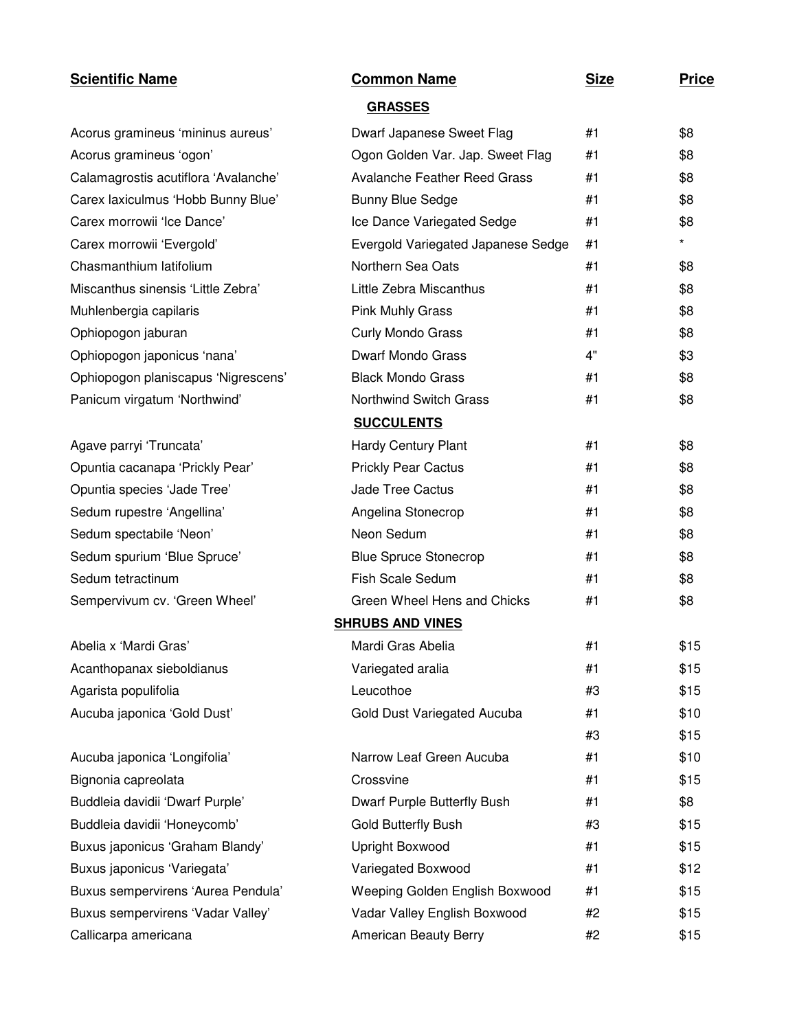| Scientific Name | Common Name | Size | Price |
|---|---|---|---|
| | **GRASSES** | | |
| Acorus gramineus 'mininus aureus' | Dwarf Japanese Sweet Flag | #1 | $8 |
| Acorus gramineus 'ogon' | Ogon Golden Var. Jap. Sweet Flag | #1 | $8 |
| Calamagrostis acutiflora 'Avalanche' | Avalanche Feather Reed Grass | #1 | $8 |
| Carex laxiculmus 'Hobb Bunny Blue' | Bunny Blue Sedge | #1 | $8 |
| Carex morrowii 'Ice Dance' | Ice Dance Variegated Sedge | #1 | $8 |
| Carex morrowii 'Evergold' | Evergold Variegated Japanese Sedge | #1 | * |
| Chasmanthium latifolium | Northern Sea Oats | #1 | $8 |
| Miscanthus sinensis 'Little Zebra' | Little Zebra Miscanthus | #1 | $8 |
| Muhlenbergia capilaris | Pink Muhly Grass | #1 | $8 |
| Ophiopogon jaburan | Curly Mondo Grass | #1 | $8 |
| Ophiopogon japonicus 'nana' | Dwarf Mondo Grass | 4" | $3 |
| Ophiopogon planiscapus 'Nigrescens' | Black Mondo Grass | #1 | $8 |
| Panicum virgatum 'Northwind' | Northwind Switch Grass | #1 | $8 |
| | **SUCCULENTS** | | |
| Agave parryi 'Truncata' | Hardy Century Plant | #1 | $8 |
| Opuntia cacanapa 'Prickly Pear' | Prickly Pear Cactus | #1 | $8 |
| Opuntia species 'Jade Tree' | Jade Tree Cactus | #1 | $8 |
| Sedum rupestre 'Angellina' | Angelina Stonecrop | #1 | $8 |
| Sedum spectabile 'Neon' | Neon Sedum | #1 | $8 |
| Sedum spurium 'Blue Spruce' | Blue Spruce Stonecrop | #1 | $8 |
| Sedum tetractinum | Fish Scale Sedum | #1 | $8 |
| Sempervivum cv. 'Green Wheel' | Green Wheel Hens and Chicks | #1 | $8 |
| | **SHRUBS AND VINES** | | |
| Abelia x 'Mardi Gras' | Mardi Gras Abelia | #1 | $15 |
| Acanthopanax sieboldianus | Variegated aralia | #1 | $15 |
| Agarista populifolia | Leucothoe | #3 | $15 |
| Aucuba japonica 'Gold Dust' | Gold Dust Variegated Aucuba | #1 | $10 |
| | | #3 | $15 |
| Aucuba japonica 'Longifolia' | Narrow Leaf Green Aucuba | #1 | $10 |
| Bignonia capreolata | Crossvine | #1 | $15 |
| Buddleia davidii 'Dwarf Purple' | Dwarf Purple Butterfly Bush | #1 | $8 |
| Buddleia davidii 'Honeycomb' | Gold Butterfly Bush | #3 | $15 |
| Buxus japonicus 'Graham Blandy' | Upright Boxwood | #1 | $15 |
| Buxus japonicus 'Variegata' | Variegated Boxwood | #1 | $12 |
| Buxus sempervirens 'Aurea Pendula' | Weeping Golden English Boxwood | #1 | $15 |
| Buxus sempervirens 'Vadar Valley' | Vadar Valley English Boxwood | #2 | $15 |
| Callicarpa americana | American Beauty Berry | #2 | $15 |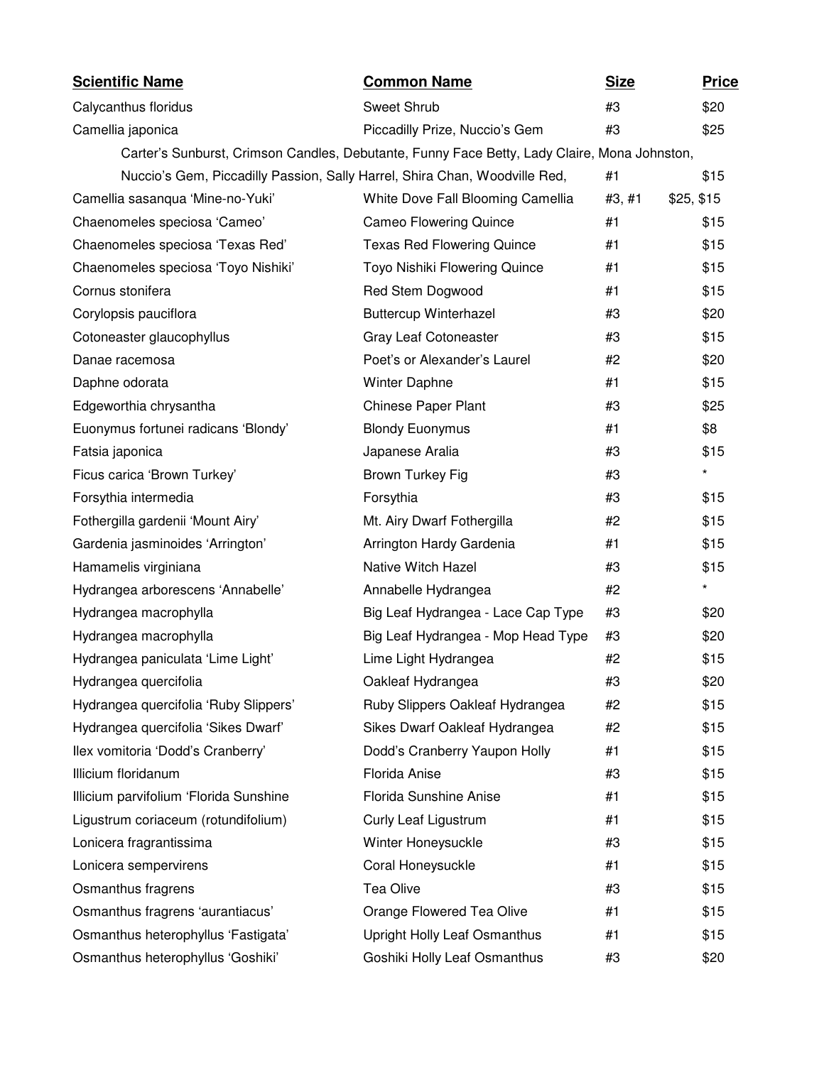| Scientific Name | Common Name | Size | Price |
| --- | --- | --- | --- |
| Calycanthus floridus | Sweet Shrub | #3 | $20 |
| Camellia japonica | Piccadilly Prize, Nuccio's Gem | #3 | $25 |
| Carter's Sunburst, Crimson Candles, Debutante, Funny Face Betty, Lady Claire, Mona Johnston, Nuccio's Gem, Piccadilly Passion, Sally Harrel, Shira Chan, Woodville Red, | | #1 | $15 |
| Camellia sasanqua 'Mine-no-Yuki' | White Dove Fall Blooming Camellia | #3, #1 | $25, $15 |
| Chaenomeles speciosa 'Cameo' | Cameo Flowering Quince | #1 | $15 |
| Chaenomeles speciosa 'Texas Red' | Texas Red Flowering Quince | #1 | $15 |
| Chaenomeles speciosa 'Toyo Nishiki' | Toyo Nishiki Flowering Quince | #1 | $15 |
| Cornus stonifera | Red Stem Dogwood | #1 | $15 |
| Corylopsis pauciflora | Buttercup Winterhazel | #3 | $20 |
| Cotoneaster glaucophyllus | Gray Leaf Cotoneaster | #3 | $15 |
| Danae racemosa | Poet's or Alexander's Laurel | #2 | $20 |
| Daphne odorata | Winter Daphne | #1 | $15 |
| Edgeworthia chrysantha | Chinese Paper Plant | #3 | $25 |
| Euonymus fortunei radicans 'Blondy' | Blondy Euonymus | #1 | $8 |
| Fatsia japonica | Japanese Aralia | #3 | $15 |
| Ficus carica 'Brown Turkey' | Brown Turkey Fig | #3 | * |
| Forsythia intermedia | Forsythia | #3 | $15 |
| Fothergilla gardenii 'Mount Airy' | Mt. Airy Dwarf Fothergilla | #2 | $15 |
| Gardenia jasminoides 'Arrington' | Arrington Hardy Gardenia | #1 | $15 |
| Hamamelis virginiana | Native Witch Hazel | #3 | $15 |
| Hydrangea arborescens 'Annabelle' | Annabelle Hydrangea | #2 | * |
| Hydrangea macrophylla | Big Leaf Hydrangea - Lace Cap Type | #3 | $20 |
| Hydrangea macrophylla | Big Leaf Hydrangea - Mop Head Type | #3 | $20 |
| Hydrangea paniculata 'Lime Light' | Lime Light Hydrangea | #2 | $15 |
| Hydrangea quercifolia | Oakleaf Hydrangea | #3 | $20 |
| Hydrangea quercifolia 'Ruby Slippers' | Ruby Slippers Oakleaf Hydrangea | #2 | $15 |
| Hydrangea quercifolia 'Sikes Dwarf' | Sikes Dwarf Oakleaf Hydrangea | #2 | $15 |
| Ilex vomitoria 'Dodd's Cranberry' | Dodd's Cranberry Yaupon Holly | #1 | $15 |
| Illicium floridanum | Florida Anise | #3 | $15 |
| Illicium parvifolium 'Florida Sunshine | Florida Sunshine Anise | #1 | $15 |
| Ligustrum coriaceum (rotundifolium) | Curly Leaf Ligustrum | #1 | $15 |
| Lonicera fragrantissima | Winter Honeysuckle | #3 | $15 |
| Lonicera sempervirens | Coral Honeysuckle | #1 | $15 |
| Osmanthus fragrens | Tea Olive | #3 | $15 |
| Osmanthus fragrens 'aurantiacus' | Orange Flowered Tea Olive | #1 | $15 |
| Osmanthus heterophyllus 'Fastigata' | Upright Holly Leaf Osmanthus | #1 | $15 |
| Osmanthus heterophyllus 'Goshiki' | Goshiki Holly Leaf Osmanthus | #3 | $20 |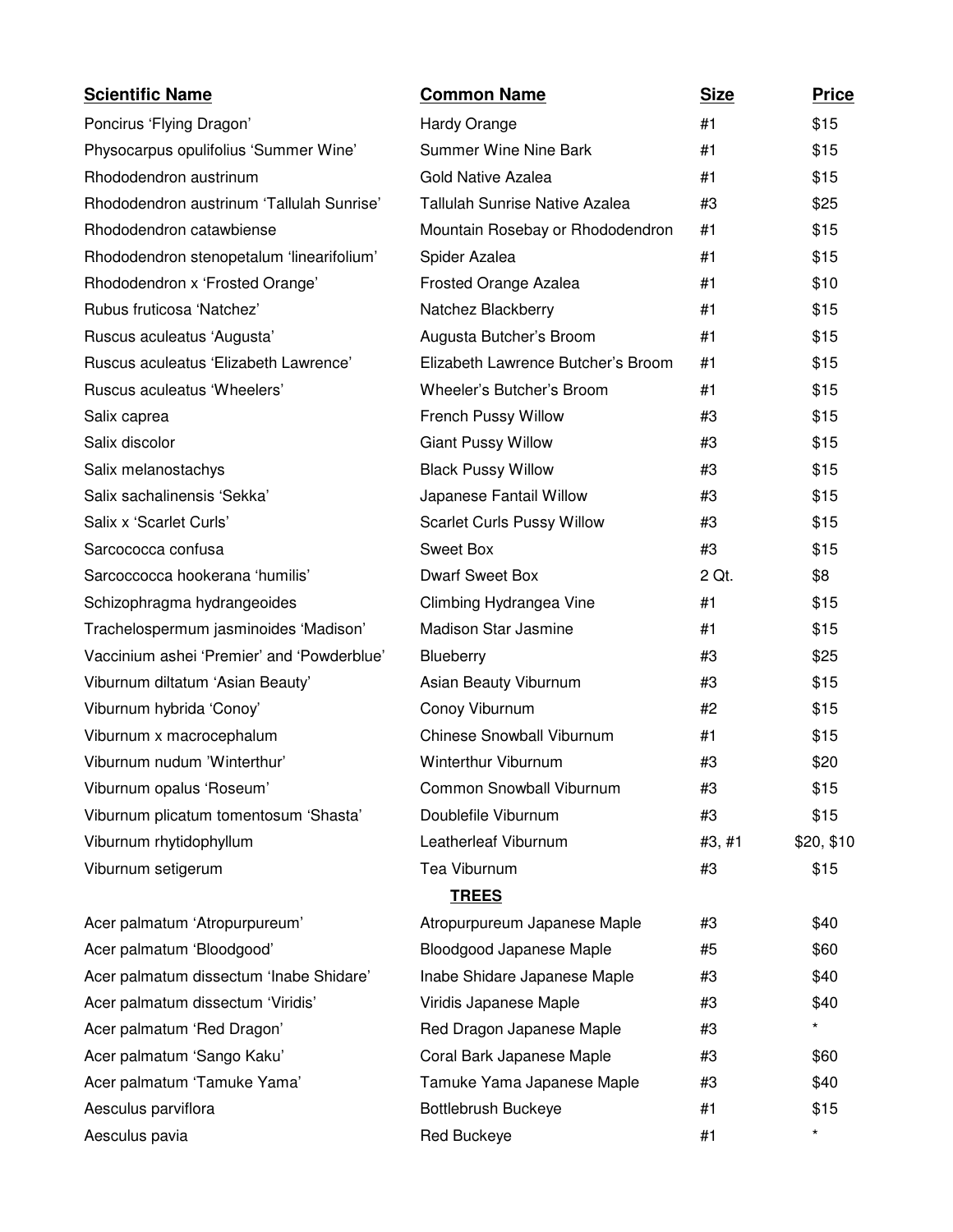| Scientific Name | Common Name | Size | Price |
| --- | --- | --- | --- |
| Poncirus 'Flying Dragon' | Hardy Orange | #1 | $15 |
| Physocarpus opulifolius 'Summer Wine' | Summer Wine Nine Bark | #1 | $15 |
| Rhododendron austrinum | Gold Native Azalea | #1 | $15 |
| Rhododendron austrinum 'Tallulah Sunrise' | Tallulah Sunrise Native Azalea | #3 | $25 |
| Rhododendron catawbiense | Mountain Rosebay or Rhododendron | #1 | $15 |
| Rhododendron stenopetalum 'linearifolium' | Spider Azalea | #1 | $15 |
| Rhododendron x 'Frosted Orange' | Frosted Orange Azalea | #1 | $10 |
| Rubus fruticosa 'Natchez' | Natchez Blackberry | #1 | $15 |
| Ruscus aculeatus 'Augusta' | Augusta Butcher's Broom | #1 | $15 |
| Ruscus aculeatus 'Elizabeth Lawrence' | Elizabeth Lawrence Butcher's Broom | #1 | $15 |
| Ruscus aculeatus 'Wheelers' | Wheeler's Butcher's Broom | #1 | $15 |
| Salix caprea | French Pussy Willow | #3 | $15 |
| Salix discolor | Giant Pussy Willow | #3 | $15 |
| Salix melanostachys | Black Pussy Willow | #3 | $15 |
| Salix sachalinensis 'Sekka' | Japanese Fantail Willow | #3 | $15 |
| Salix x 'Scarlet Curls' | Scarlet Curls Pussy Willow | #3 | $15 |
| Sarcococca confusa | Sweet Box | #3 | $15 |
| Sarcocococca hookerana 'humilis' | Dwarf Sweet Box | 2 Qt. | $8 |
| Schizophragma hydrangeoides | Climbing Hydrangea Vine | #1 | $15 |
| Trachelospermum jasminoides 'Madison' | Madison Star Jasmine | #1 | $15 |
| Vaccinium ashei 'Premier' and 'Powderblue' | Blueberry | #3 | $25 |
| Viburnum diltatum 'Asian Beauty' | Asian Beauty Viburnum | #3 | $15 |
| Viburnum hybrida 'Conoy' | Conoy Viburnum | #2 | $15 |
| Viburnum x macrocephalum | Chinese Snowball Viburnum | #1 | $15 |
| Viburnum nudum 'Winterthur' | Winterthur Viburnum | #3 | $20 |
| Viburnum opalus 'Roseum' | Common Snowball Viburnum | #3 | $15 |
| Viburnum plicatum tomentosum 'Shasta' | Doublefile Viburnum | #3 | $15 |
| Viburnum rhytidophyllum | Leatherleaf Viburnum | #3, #1 | $20, $10 |
| Viburnum setigerum | Tea Viburnum | #3 | $15 |
| | **TREES** | | |
| Acer palmatum 'Atropurpureum' | Atropurpureum Japanese Maple | #3 | $40 |
| Acer palmatum 'Bloodgood' | Bloodgood Japanese Maple | #5 | $60 |
| Acer palmatum dissectum 'Inabe Shidare' | Inabe Shidare Japanese Maple | #3 | $40 |
| Acer palmatum dissectum 'Viridis' | Viridis Japanese Maple | #3 | $40 |
| Acer palmatum 'Red Dragon' | Red Dragon Japanese Maple | #3 | * |
| Acer palmatum 'Sango Kaku' | Coral Bark Japanese Maple | #3 | $60 |
| Acer palmatum 'Tamuke Yama' | Tamuke Yama Japanese Maple | #3 | $40 |
| Aesculus parviflora | Bottlebrush Buckeye | #1 | $15 |
| Aesculus pavia | Red Buckeye | #1 | * |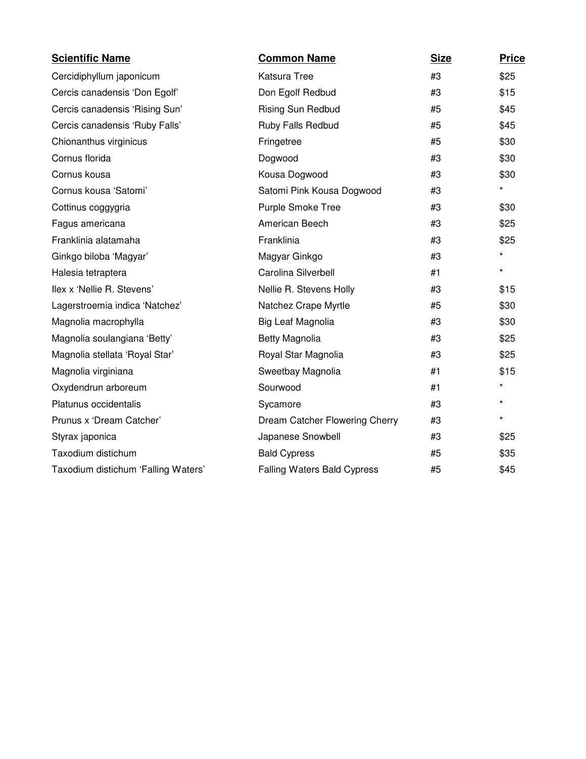| Scientific Name | Common Name | Size | Price |
| --- | --- | --- | --- |
| Cercidiphyllum japonicum | Katsura Tree | #3 | $25 |
| Cercis canadensis ‘Don Egolf’ | Don Egolf Redbud | #3 | $15 |
| Cercis canadensis ‘Rising Sun’ | Rising Sun Redbud | #5 | $45 |
| Cercis canadensis ‘Ruby Falls’ | Ruby Falls Redbud | #5 | $45 |
| Chionanthus virginicus | Fringetree | #5 | $30 |
| Cornus florida | Dogwood | #3 | $30 |
| Cornus kousa | Kousa Dogwood | #3 | $30 |
| Cornus kousa ‘Satomi’ | Satomi Pink Kousa Dogwood | #3 | * |
| Cottinus coggygria | Purple Smoke Tree | #3 | $30 |
| Fagus americana | American Beech | #3 | $25 |
| Franklinia alatamaha | Franklinia | #3 | $25 |
| Ginkgo biloba ‘Magyar’ | Magyar Ginkgo | #3 | * |
| Halesia tetraptera | Carolina Silverbell | #1 | * |
| Ilex x ‘Nellie R. Stevens’ | Nellie R. Stevens Holly | #3 | $15 |
| Lagerstroemia indica ‘Natchez’ | Natchez Crape Myrtle | #5 | $30 |
| Magnolia macrophylla | Big Leaf Magnolia | #3 | $30 |
| Magnolia soulangiana ‘Betty’ | Betty Magnolia | #3 | $25 |
| Magnolia stellata ‘Royal Star’ | Royal Star Magnolia | #3 | $25 |
| Magnolia virginiana | Sweetbay Magnolia | #1 | $15 |
| Oxydendrun arboreum | Sourwood | #1 | * |
| Platunus occidentalis | Sycamore | #3 | * |
| Prunus x ‘Dream Catcher’ | Dream Catcher Flowering Cherry | #3 | * |
| Styrax japonica | Japanese Snowbell | #3 | $25 |
| Taxodium distichum | Bald Cypress | #5 | $35 |
| Taxodium distichum ‘Falling Waters’ | Falling Waters Bald Cypress | #5 | $45 |